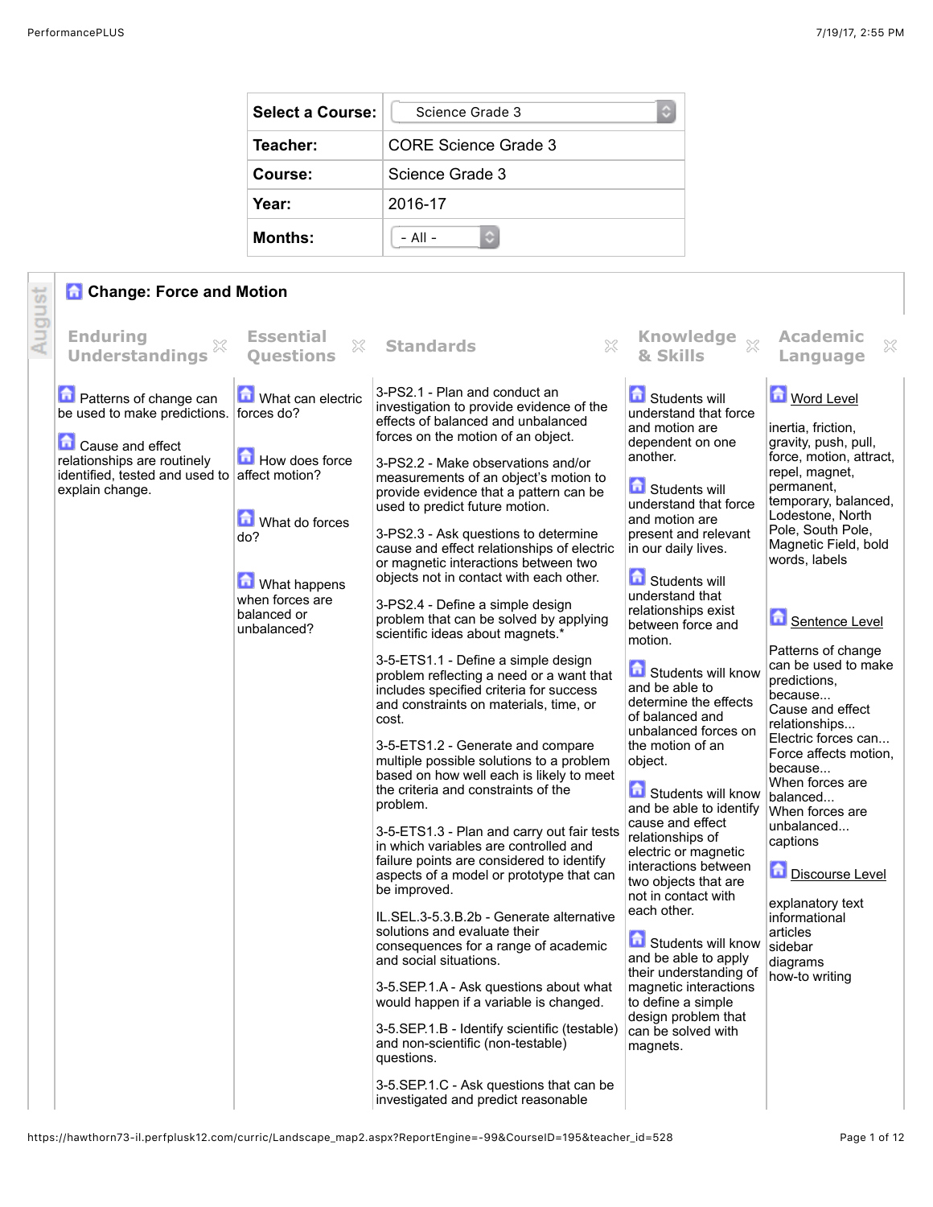| Select a Course: | Science Grade 3 |
| --- | --- |
| Teacher: | CORE Science Grade 3 |
| Course: | Science Grade 3 |
| Year: | 2016-17 |
| Months: | - All - |

August

## Change: Force and Motion

| Enduring Understandings | Essential Questions | Standards | Knowledge & Skills | Academic Language |
| --- | --- | --- | --- | --- |
| Patterns of change can be used to make predictions.<br><br>Cause and effect relationships are routinely identified, tested and used to explain change. | What can electric forces do?<br><br>How does force affect motion?<br><br>What do forces do?<br><br>What happens when forces are balanced or unbalanced? | 3-PS2.1 - Plan and conduct an investigation to provide evidence of the effects of balanced and unbalanced forces on the motion of an object.<br><br>3-PS2.2 - Make observations and/or measurements of an object's motion to provide evidence that a pattern can be used to predict future motion.<br><br>3-PS2.3 - Ask questions to determine cause and effect relationships of electric or magnetic interactions between two objects not in contact with each other.<br><br>3-PS2.4 - Define a simple design problem that can be solved by applying scientific ideas about magnets.*<br><br>3-5-ETS1.1 - Define a simple design problem reflecting a need or a want that includes specified criteria for success and constraints on materials, time, or cost.<br><br>3-5-ETS1.2 - Generate and compare multiple possible solutions to a problem based on how well each is likely to meet the criteria and constraints of the problem.<br><br>3-5-ETS1.3 - Plan and carry out fair tests in which variables are controlled and failure points are considered to identify aspects of a model or prototype that can be improved.<br><br>IL.SEL.3-5.3.B.2b - Generate alternative solutions and evaluate their consequences for a range of academic and social situations.<br><br>3-5.SEP.1.A - Ask questions about what would happen if a variable is changed.<br><br>3-5.SEP.1.B - Identify scientific (testable) and non-scientific (non-testable) questions.<br><br>3-5.SEP.1.C - Ask questions that can be investigated and predict reasonable | Students will understand that force and motion are dependent on one another.<br><br>Students will understand that force and motion are present and relevant in our daily lives.<br><br>Students will understand that relationships exist between force and motion.<br><br>Students will know and be able to determine the effects of balanced and unbalanced forces on the motion of an object.<br><br>Students will know and be able to identify cause and effect relationships of electric or magnetic interactions between two objects that are not in contact with each other.<br><br>Students will know and be able to apply their understanding of magnetic interactions to define a simple design problem that can be solved with magnets. | Word Level<br><br>inertia, friction, gravity, push, pull, force, motion, attract, repel, magnet, permanent, temporary, balanced, Lodestone, North Pole, South Pole, Magnetic Field, bold words, labels<br><br>Sentence Level<br><br>Patterns of change can be used to make predictions, because...<br>Cause and effect relationships...<br>Electric forces can...<br>Force affects motion, because...<br>When forces are balanced...<br>When forces are unbalanced...<br>captions<br><br>Discourse Level<br><br>explanatory text<br>informational articles<br>sidebar<br>diagrams<br>how-to writing |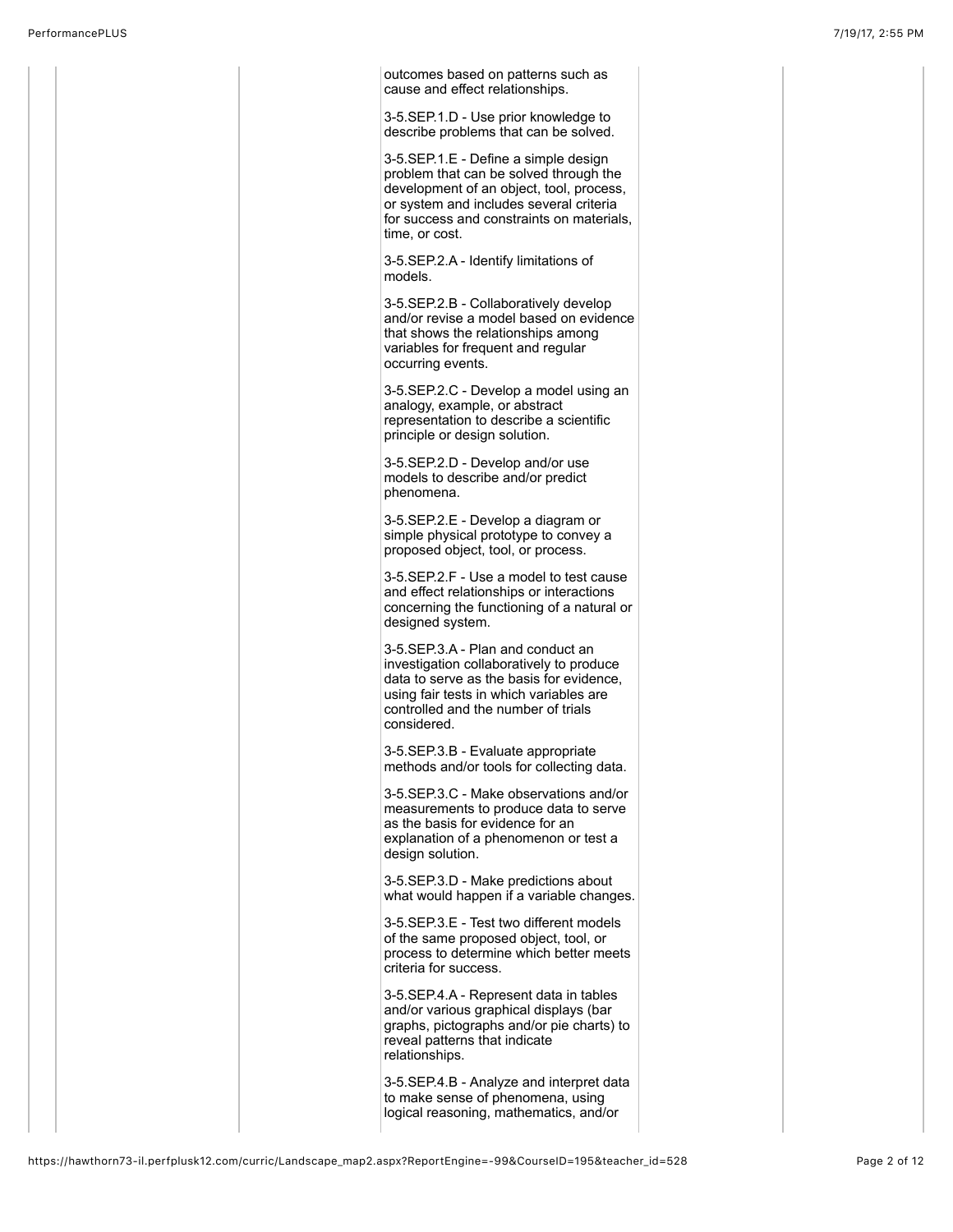outcomes based on patterns such as cause and effect relationships.

3-5.SEP.1.D - Use prior knowledge to describe problems that can be solved.

3-5.SEP.1.E - Define a simple design problem that can be solved through the development of an object, tool, process, or system and includes several criteria for success and constraints on materials, time, or cost.

3-5.SEP.2.A - Identify limitations of models.

3-5.SEP.2.B - Collaboratively develop and/or revise a model based on evidence that shows the relationships among variables for frequent and regular occurring events.

3-5.SEP.2.C - Develop a model using an analogy, example, or abstract representation to describe a scientific principle or design solution.

3-5.SEP.2.D - Develop and/or use models to describe and/or predict phenomena.

3-5.SEP.2.E - Develop a diagram or simple physical prototype to convey a proposed object, tool, or process.

3-5.SEP.2.F - Use a model to test cause and effect relationships or interactions concerning the functioning of a natural or designed system.

3-5.SEP.3.A - Plan and conduct an investigation collaboratively to produce data to serve as the basis for evidence, using fair tests in which variables are controlled and the number of trials considered.

3-5.SEP.3.B - Evaluate appropriate methods and/or tools for collecting data.

3-5.SEP.3.C - Make observations and/or measurements to produce data to serve as the basis for evidence for an explanation of a phenomenon or test a design solution.

3-5.SEP.3.D - Make predictions about what would happen if a variable changes.

3-5.SEP.3.E - Test two different models of the same proposed object, tool, or process to determine which better meets criteria for success.

3-5.SEP.4.A - Represent data in tables and/or various graphical displays (bar graphs, pictographs and/or pie charts) to reveal patterns that indicate relationships.

3-5.SEP.4.B - Analyze and interpret data to make sense of phenomena, using logical reasoning, mathematics, and/or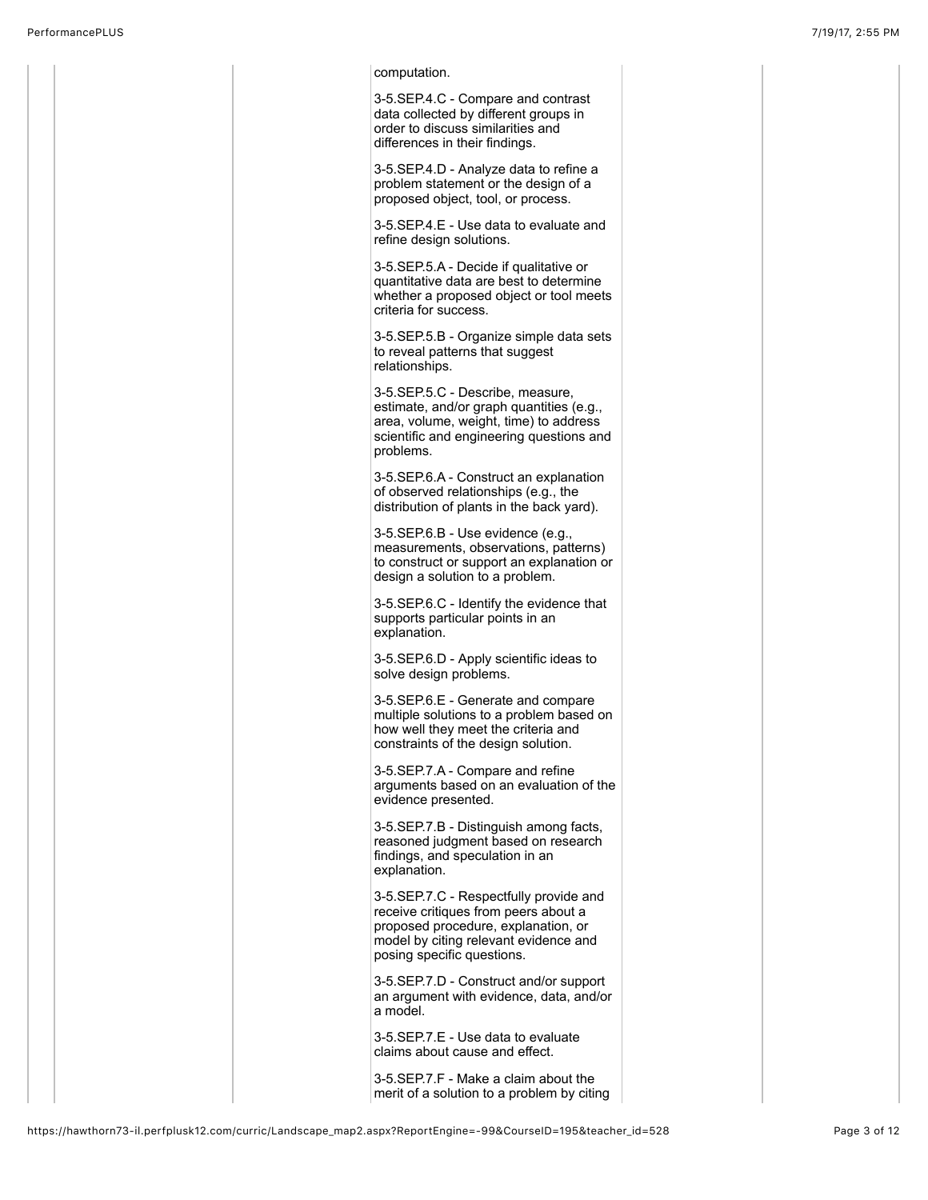computation.

3-5.SEP.4.C - Compare and contrast data collected by different groups in order to discuss similarities and differences in their findings.

3-5.SEP.4.D - Analyze data to refine a problem statement or the design of a proposed object, tool, or process.

3-5.SEP.4.E - Use data to evaluate and refine design solutions.

3-5.SEP.5.A - Decide if qualitative or quantitative data are best to determine whether a proposed object or tool meets criteria for success.

3-5.SEP.5.B - Organize simple data sets to reveal patterns that suggest relationships.

3-5.SEP.5.C - Describe, measure, estimate, and/or graph quantities (e.g., area, volume, weight, time) to address scientific and engineering questions and problems.

3-5.SEP.6.A - Construct an explanation of observed relationships (e.g., the distribution of plants in the back yard).

3-5.SEP.6.B - Use evidence (e.g., measurements, observations, patterns) to construct or support an explanation or design a solution to a problem.

3-5.SEP.6.C - Identify the evidence that supports particular points in an explanation.

3-5.SEP.6.D - Apply scientific ideas to solve design problems.

3-5.SEP.6.E - Generate and compare multiple solutions to a problem based on how well they meet the criteria and constraints of the design solution.

3-5.SEP.7.A - Compare and refine arguments based on an evaluation of the evidence presented.

3-5.SEP.7.B - Distinguish among facts, reasoned judgment based on research findings, and speculation in an explanation.

3-5.SEP.7.C - Respectfully provide and receive critiques from peers about a proposed procedure, explanation, or model by citing relevant evidence and posing specific questions.

3-5.SEP.7.D - Construct and/or support an argument with evidence, data, and/or a model.

3-5.SEP.7.E - Use data to evaluate claims about cause and effect.

3-5.SEP.7.F - Make a claim about the merit of a solution to a problem by citing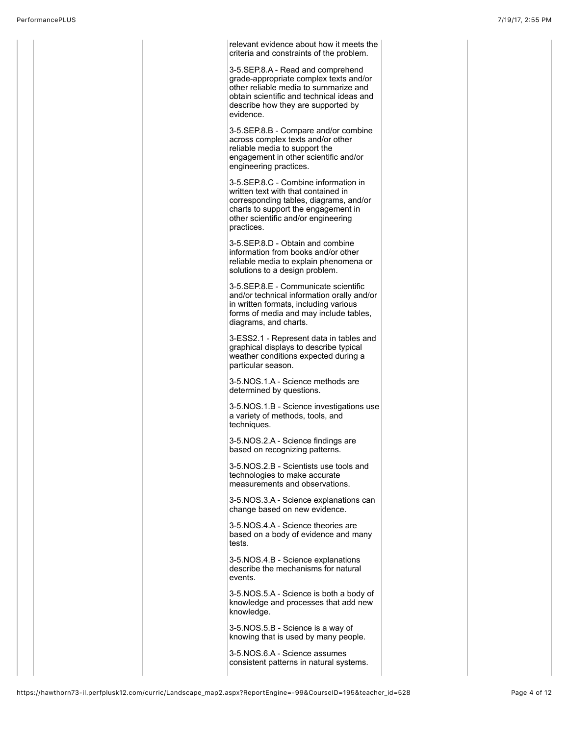relevant evidence about how it meets the criteria and constraints of the problem.

3-5.SEP.8.A - Read and comprehend grade-appropriate complex texts and/or other reliable media to summarize and obtain scientific and technical ideas and describe how they are supported by evidence.

3-5.SEP.8.B - Compare and/or combine across complex texts and/or other reliable media to support the engagement in other scientific and/or engineering practices.

3-5.SEP.8.C - Combine information in written text with that contained in corresponding tables, diagrams, and/or charts to support the engagement in other scientific and/or engineering practices.

3-5.SEP.8.D - Obtain and combine information from books and/or other reliable media to explain phenomena or solutions to a design problem.

3-5.SEP.8.E - Communicate scientific and/or technical information orally and/or in written formats, including various forms of media and may include tables, diagrams, and charts.

3-ESS2.1 - Represent data in tables and graphical displays to describe typical weather conditions expected during a particular season.

3-5.NOS.1.A - Science methods are determined by questions.

3-5.NOS.1.B - Science investigations use a variety of methods, tools, and techniques.

3-5.NOS.2.A - Science findings are based on recognizing patterns.

3-5.NOS.2.B - Scientists use tools and technologies to make accurate measurements and observations.

3-5.NOS.3.A - Science explanations can change based on new evidence.

3-5.NOS.4.A - Science theories are based on a body of evidence and many tests.

3-5.NOS.4.B - Science explanations describe the mechanisms for natural events.

3-5.NOS.5.A - Science is both a body of knowledge and processes that add new knowledge.

3-5.NOS.5.B - Science is a way of knowing that is used by many people.

3-5.NOS.6.A - Science assumes consistent patterns in natural systems.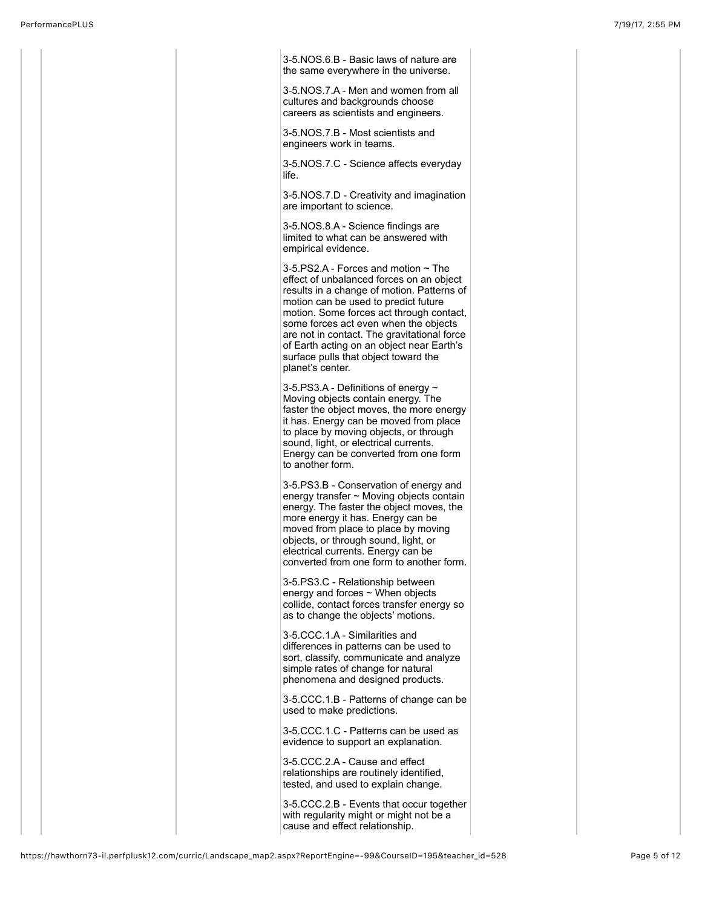3-5.NOS.6.B - Basic laws of nature are the same everywhere in the universe.

3-5.NOS.7.A - Men and women from all cultures and backgrounds choose careers as scientists and engineers.

3-5.NOS.7.B - Most scientists and engineers work in teams.

3-5.NOS.7.C - Science affects everyday life.

3-5.NOS.7.D - Creativity and imagination are important to science.

3-5.NOS.8.A - Science findings are limited to what can be answered with empirical evidence.

3-5.PS2.A - Forces and motion ~ The effect of unbalanced forces on an object results in a change of motion. Patterns of motion can be used to predict future motion. Some forces act through contact, some forces act even when the objects are not in contact. The gravitational force of Earth acting on an object near Earth's surface pulls that object toward the planet's center.

3-5.PS3.A - Definitions of energy ~ Moving objects contain energy. The faster the object moves, the more energy it has. Energy can be moved from place to place by moving objects, or through sound, light, or electrical currents. Energy can be converted from one form to another form.

3-5.PS3.B - Conservation of energy and energy transfer ~ Moving objects contain energy. The faster the object moves, the more energy it has. Energy can be moved from place to place by moving objects, or through sound, light, or electrical currents. Energy can be converted from one form to another form.

3-5.PS3.C - Relationship between energy and forces ~ When objects collide, contact forces transfer energy so as to change the objects' motions.

3-5.CCC.1.A - Similarities and differences in patterns can be used to sort, classify, communicate and analyze simple rates of change for natural phenomena and designed products.

3-5.CCC.1.B - Patterns of change can be used to make predictions.

3-5.CCC.1.C - Patterns can be used as evidence to support an explanation.

3-5.CCC.2.A - Cause and effect relationships are routinely identified, tested, and used to explain change.

3-5.CCC.2.B - Events that occur together with regularity might or might not be a cause and effect relationship.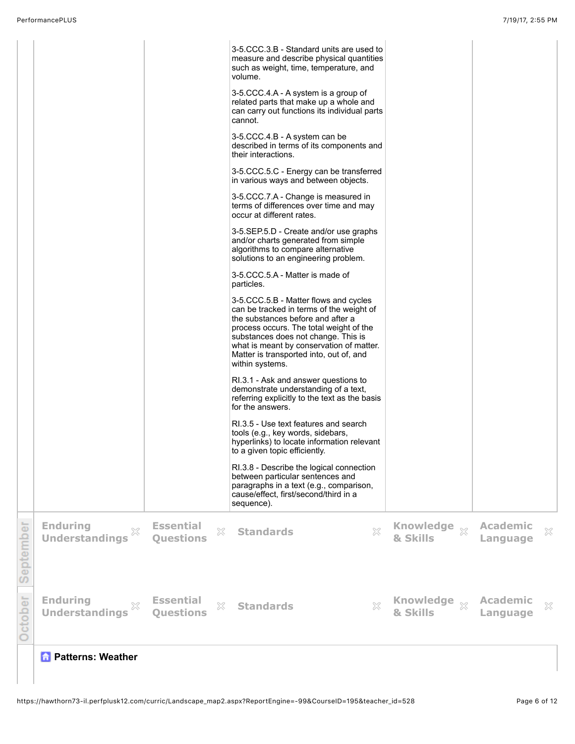| | | | | |
|---|---|---|---|---|
| | | 3-5.CCC.3.B - Standard units are used to measure and describe physical quantities such as weight, time, temperature, and volume.<br><br>3-5.CCC.4.A - A system is a group of related parts that make up a whole and can carry out functions its individual parts cannot.<br><br>3-5.CCC.4.B - A system can be described in terms of its components and their interactions.<br><br>3-5.CCC.5.C - Energy can be transferred in various ways and between objects.<br><br>3-5.CCC.7.A - Change is measured in terms of differences over time and may occur at different rates.<br><br>3-5.SEP.5.D - Create and/or use graphs and/or charts generated from simple algorithms to compare alternative solutions to an engineering problem.<br><br>3-5.CCC.5.A - Matter is made of particles.<br><br>3-5.CCC.5.B - Matter flows and cycles can be tracked in terms of the weight of the substances before and after a process occurs. The total weight of the substances does not change. This is what is meant by conservation of matter. Matter is transported into, out of, and within systems.<br><br>RI.3.1 - Ask and answer questions to demonstrate understanding of a text, referring explicitly to the text as the basis for the answers.<br><br>RI.3.5 - Use text features and search tools (e.g., key words, sidebars, hyperlinks) to locate information relevant to a given topic efficiently.<br><br>RI.3.8 - Describe the logical connection between particular sentences and paragraphs in a text (e.g., comparison, cause/effect, first/second/third in a sequence). | | |

**September**

| Enduring Understandings | Essential Questions | Standards | Knowledge & Skills | Academic Language |
|---|---|---|---|---|

**October**

| Enduring Understandings | Essential Questions | Standards | Knowledge & Skills | Academic Language |
|---|---|---|---|---|

**Patterns: Weather**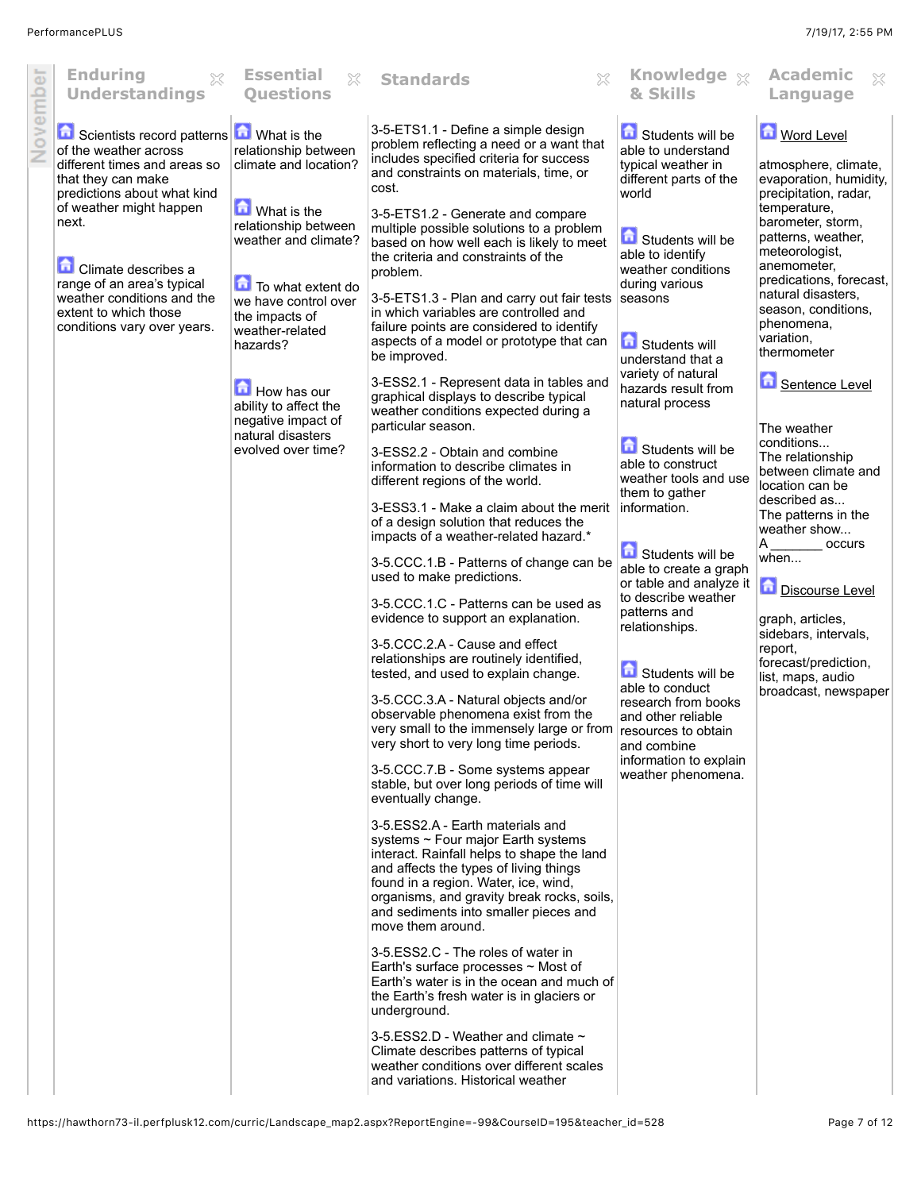| November | Enduring Understandings | Essential Questions | Standards | Knowledge & Skills | Academic Language |
|---|---|---|---|---|---|
| | Scientists record patterns of the weather across different times and areas so that they can make predictions about what kind of weather might happen next.<br><br>Climate describes a range of an area's typical weather conditions and the extent to which those conditions vary over years. | What is the relationship between climate and location?<br><br>What is the relationship between weather and climate?<br><br>To what extent do we have control over the impacts of weather-related hazards?<br><br>How has our ability to affect the negative impact of natural disasters evolved over time? | 3-5-ETS1.1 - Define a simple design problem reflecting a need or a want that includes specified criteria for success and constraints on materials, time, or cost.<br><br>3-5-ETS1.2 - Generate and compare multiple possible solutions to a problem based on how well each is likely to meet the criteria and constraints of the problem.<br><br>3-5-ETS1.3 - Plan and carry out fair tests in which variables are controlled and failure points are considered to identify aspects of a model or prototype that can be improved.<br><br>3-ESS2.1 - Represent data in tables and graphical displays to describe typical weather conditions expected during a particular season.<br><br>3-ESS2.2 - Obtain and combine information to describe climates in different regions of the world.<br><br>3-ESS3.1 - Make a claim about the merit of a design solution that reduces the impacts of a weather-related hazard.*<br><br>3-5.CCC.1.B - Patterns of change can be used to make predictions.<br><br>3-5.CCC.1.C - Patterns can be used as evidence to support an explanation.<br><br>3-5.CCC.2.A - Cause and effect relationships are routinely identified, tested, and used to explain change.<br><br>3-5.CCC.3.A - Natural objects and/or observable phenomena exist from the very small to the immensely large or from very short to very long time periods.<br><br>3-5.CCC.7.B - Some systems appear stable, but over long periods of time will eventually change.<br><br>3-5.ESS2.A - Earth materials and systems ~ Four major Earth systems interact. Rainfall helps to shape the land and affects the types of living things found in a region. Water, ice, wind, organisms, and gravity break rocks, soils, and sediments into smaller pieces and move them around.<br><br>3-5.ESS2.C - The roles of water in Earth's surface processes ~ Most of Earth's water is in the ocean and much of the Earth's fresh water is in glaciers or underground.<br><br>3-5.ESS2.D - Weather and climate ~ Climate describes patterns of typical weather conditions over different scales and variations. Historical weather | Students will be able to understand typical weather in different parts of the world<br><br>Students will be able to identify weather conditions during various seasons<br><br>Students will understand that a variety of natural hazards result from natural process<br><br>Students will be able to construct weather tools and use them to gather information.<br><br>Students will be able to create a graph or table and analyze it to describe weather patterns and relationships.<br><br>Students will be able to conduct research from books and other reliable resources to obtain and combine information to explain weather phenomena. | Word Level<br><br>atmosphere, climate, evaporation, humidity, precipitation, radar, temperature, barometer, storm, patterns, weather, meteorologist, anemometer, predications, forecast, natural disasters, season, conditions, phenomena, variation, thermometer<br><br>Sentence Level<br><br>The weather conditions...<br>The relationship between climate and location can be described as...<br>The patterns in the weather show...<br>A _______ occurs when...<br><br>Discourse Level<br><br>graph, articles, sidebars, intervals, report, forecast/prediction, list, maps, audio broadcast, newspaper |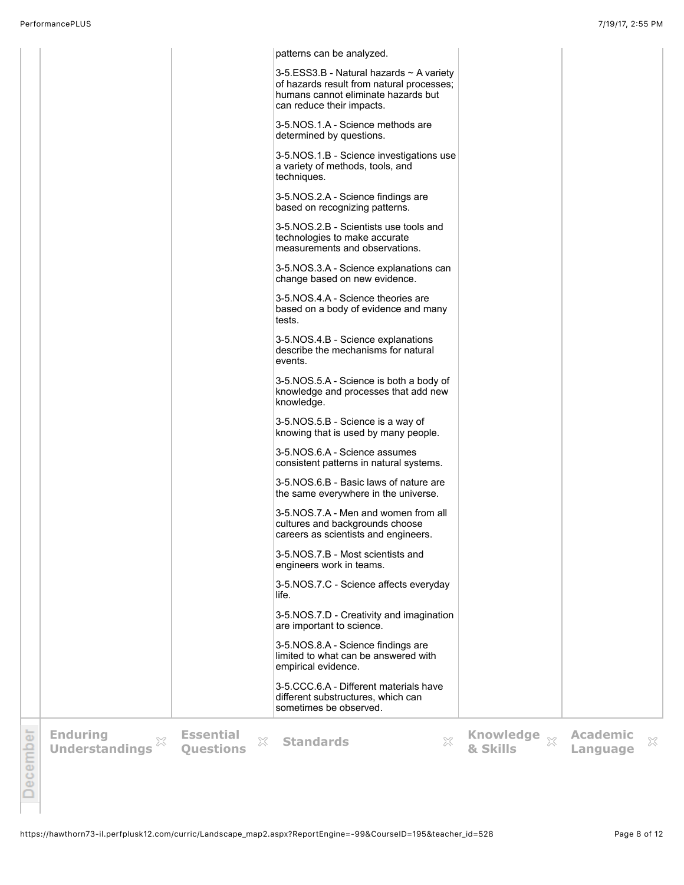| | | | | |
|---|---|---|---|---|
| | | patterns can be analyzed.<br><br>3-5.ESS3.B - Natural hazards ~ A variety of hazards result from natural processes; humans cannot eliminate hazards but can reduce their impacts.<br><br>3-5.NOS.1.A - Science methods are determined by questions.<br><br>3-5.NOS.1.B - Science investigations use a variety of methods, tools, and techniques.<br><br>3-5.NOS.2.A - Science findings are based on recognizing patterns.<br><br>3-5.NOS.2.B - Scientists use tools and technologies to make accurate measurements and observations.<br><br>3-5.NOS.3.A - Science explanations can change based on new evidence.<br><br>3-5.NOS.4.A - Science theories are based on a body of evidence and many tests.<br><br>3-5.NOS.4.B - Science explanations describe the mechanisms for natural events.<br><br>3-5.NOS.5.A - Science is both a body of knowledge and processes that add new knowledge.<br><br>3-5.NOS.5.B - Science is a way of knowing that is used by many people.<br><br>3-5.NOS.6.A - Science assumes consistent patterns in natural systems.<br><br>3-5.NOS.6.B - Basic laws of nature are the same everywhere in the universe.<br><br>3-5.NOS.7.A - Men and women from all cultures and backgrounds choose careers as scientists and engineers.<br><br>3-5.NOS.7.B - Most scientists and engineers work in teams.<br><br>3-5.NOS.7.C - Science affects everyday life.<br><br>3-5.NOS.7.D - Creativity and imagination are important to science.<br><br>3-5.NOS.8.A - Science findings are limited to what can be answered with empirical evidence.<br><br>3-5.CCC.6.A - Different materials have different substructures, which can sometimes be observed. | | |

## December

| Enduring Understandings | Essential Questions | Standards | Knowledge & Skills | Academic Language |
|---|---|---|---|---|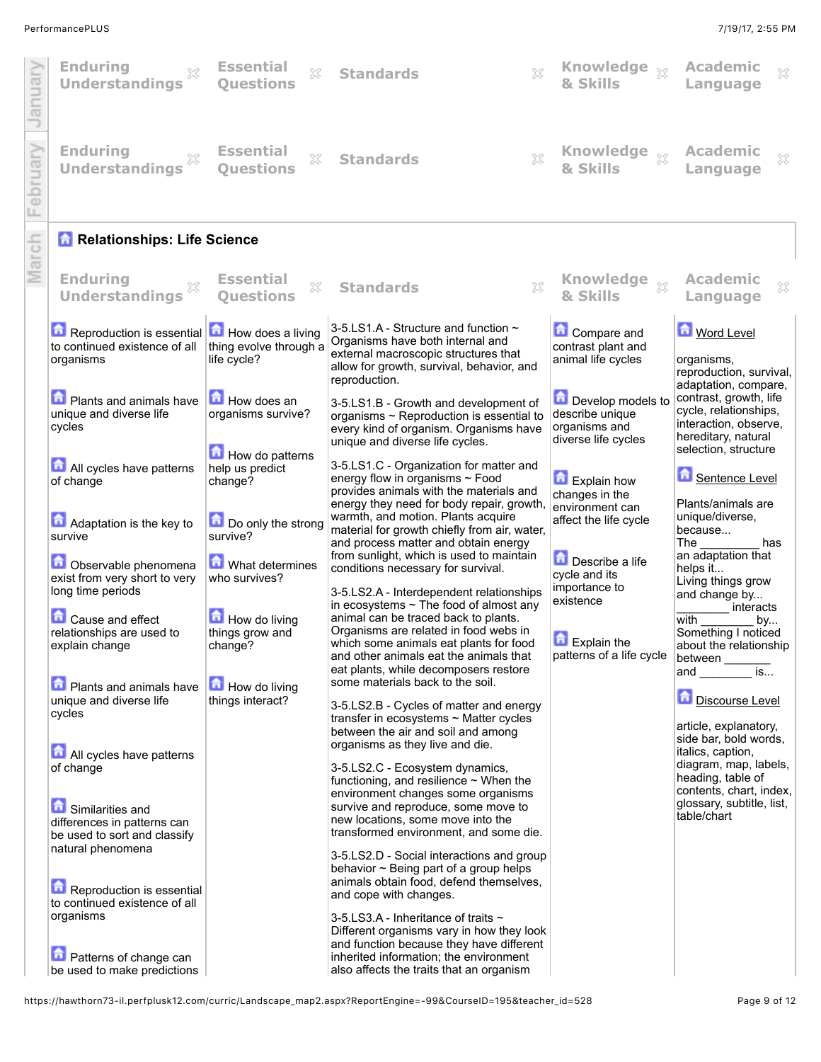| | Enduring Understandings | Essential Questions | Standards | Knowledge & Skills | Academic Language |
|---|---|---|---|---|---|
| January | | | | | |
| February | | | | | |

## Relationships: Life Science

| Enduring Understandings | Essential Questions | Standards | Knowledge & Skills | Academic Language |
|---|---|---|---|---|
| Reproduction is essential to continued existence of all organisms<br><br>Plants and animals have unique and diverse life cycles<br><br>All cycles have patterns of change<br><br>Adaptation is the key to survive<br><br>Observable phenomena exist from very short to very long time periods<br><br>Cause and effect relationships are used to explain change<br><br>Plants and animals have unique and diverse life cycles<br><br>All cycles have patterns of change<br><br>Similarities and differences in patterns can be used to sort and classify natural phenomena<br><br>Reproduction is essential to continued existence of all organisms<br><br>Patterns of change can be used to make predictions | How does a living thing evolve through a life cycle?<br><br>How does an organisms survive?<br><br>How do patterns help us predict change?<br><br>Do only the strong survive?<br><br>What determines who survives?<br><br>How do living things grow and change?<br><br>How do living things interact? | 3-5.LS1.A - Structure and function ~ Organisms have both internal and external macroscopic structures that allow for growth, survival, behavior, and reproduction.<br><br>3-5.LS1.B - Growth and development of organisms ~ Reproduction is essential to every kind of organism. Organisms have unique and diverse life cycles.<br><br>3-5.LS1.C - Organization for matter and energy flow in organisms ~ Food provides animals with the materials and energy they need for body repair, growth, warmth, and motion. Plants acquire material for growth chiefly from air, water, and process matter and obtain energy from sunlight, which is used to maintain conditions necessary for survival.<br><br>3-5.LS2.A - Interdependent relationships in ecosystems ~ The food of almost any animal can be traced back to plants. Organisms are related in food webs in which some animals eat plants for food and other animals eat the animals that eat plants, while decomposers restore some materials back to the soil.<br><br>3-5.LS2.B - Cycles of matter and energy transfer in ecosystems ~ Matter cycles between the air and soil and among organisms as they live and die.<br><br>3-5.LS2.C - Ecosystem dynamics, functioning, and resilience ~ When the environment changes some organisms survive and reproduce, some move to new locations, some move into the transformed environment, and some die.<br><br>3-5.LS2.D - Social interactions and group behavior ~ Being part of a group helps animals obtain food, defend themselves, and cope with changes.<br><br>3-5.LS3.A - Inheritance of traits ~ Different organisms vary in how they look and function because they have different inherited information; the environment also affects the traits that an organism | Compare and contrast plant and animal life cycles<br><br>Develop models to describe unique organisms and diverse life cycles<br><br>Explain how changes in the environment can affect the life cycle<br><br>Describe a life cycle and its importance to existence<br><br>Explain the patterns of a life cycle | Word Level<br><br>organisms, reproduction, survival, adaptation, compare, contrast, growth, life cycle, relationships, interaction, observe, hereditary, natural selection, structure<br><br>Sentence Level<br><br>Plants/animals are unique/diverse, because...<br>The _________ has an adaptation that helps it...<br>Living things grow and change by...<br>________ interacts with ________ by...<br>Something I noticed about the relationship between _______ and ________ is...<br><br>Discourse Level<br><br>article, explanatory, side bar, bold words, italics, caption, diagram, map, labels, heading, table of contents, chart, index, glossary, subtitle, list, table/chart |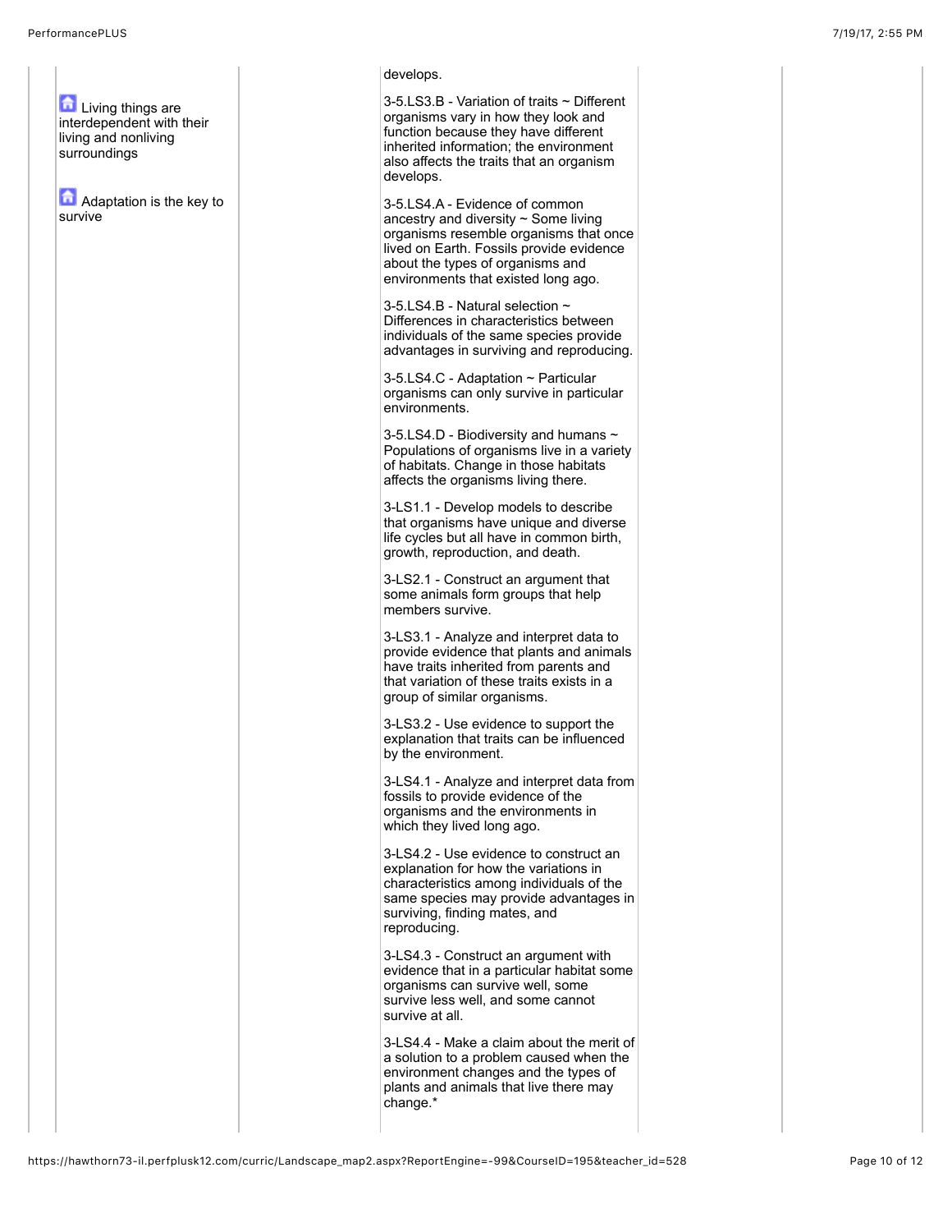| | | | | |
|---|---|---|---|---|
| Living things are interdependent with their living and nonliving surroundings<br><br>Adaptation is the key to survive | | develops.<br><br>3-5.LS3.B - Variation of traits ~ Different organisms vary in how they look and function because they have different inherited information; the environment also affects the traits that an organism develops.<br><br>3-5.LS4.A - Evidence of common ancestry and diversity ~ Some living organisms resemble organisms that once lived on Earth. Fossils provide evidence about the types of organisms and environments that existed long ago.<br><br>3-5.LS4.B - Natural selection ~ Differences in characteristics between individuals of the same species provide advantages in surviving and reproducing.<br><br>3-5.LS4.C - Adaptation ~ Particular organisms can only survive in particular environments.<br><br>3-5.LS4.D - Biodiversity and humans ~ Populations of organisms live in a variety of habitats. Change in those habitats affects the organisms living there.<br><br>3-LS1.1 - Develop models to describe that organisms have unique and diverse life cycles but all have in common birth, growth, reproduction, and death.<br><br>3-LS2.1 - Construct an argument that some animals form groups that help members survive.<br><br>3-LS3.1 - Analyze and interpret data to provide evidence that plants and animals have traits inherited from parents and that variation of these traits exists in a group of similar organisms.<br><br>3-LS3.2 - Use evidence to support the explanation that traits can be influenced by the environment.<br><br>3-LS4.1 - Analyze and interpret data from fossils to provide evidence of the organisms and the environments in which they lived long ago.<br><br>3-LS4.2 - Use evidence to construct an explanation for how the variations in characteristics among individuals of the same species may provide advantages in surviving, finding mates, and reproducing.<br><br>3-LS4.3 - Construct an argument with evidence that in a particular habitat some organisms can survive well, some survive less well, and some cannot survive at all.<br><br>3-LS4.4 - Make a claim about the merit of a solution to a problem caused when the environment changes and the types of plants and animals that live there may change.* | | |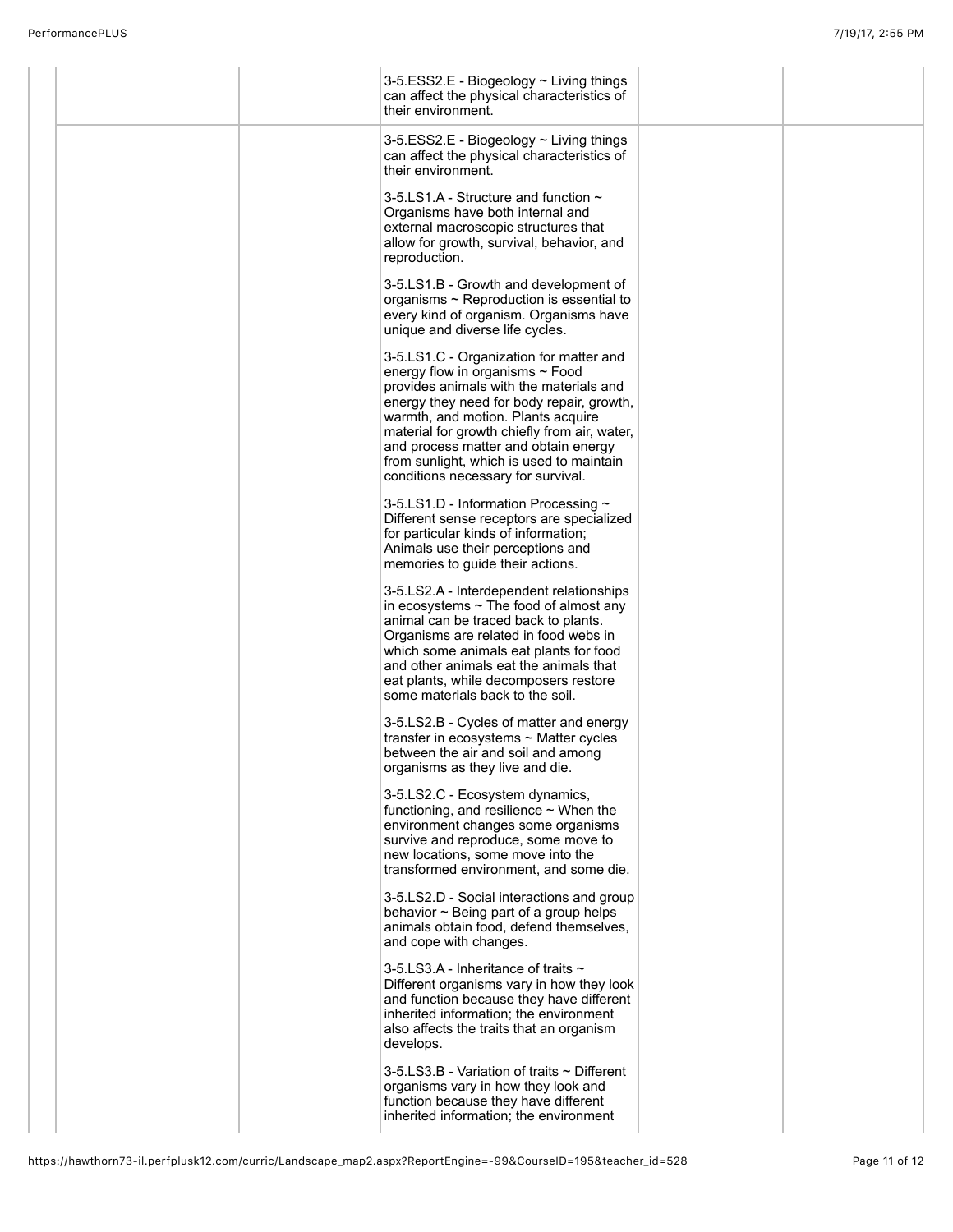| | | | | | |
|---|---|---|---|---|---|
| | | 3-5.ESS2.E - Biogeology ~ Living things can affect the physical characteristics of their environment. | | | |
| | | 3-5.ESS2.E - Biogeology ~ Living things can affect the physical characteristics of their environment.<br><br>3-5.LS1.A - Structure and function ~ Organisms have both internal and external macroscopic structures that allow for growth, survival, behavior, and reproduction.<br><br>3-5.LS1.B - Growth and development of organisms ~ Reproduction is essential to every kind of organism. Organisms have unique and diverse life cycles.<br><br>3-5.LS1.C - Organization for matter and energy flow in organisms ~ Food provides animals with the materials and energy they need for body repair, growth, warmth, and motion. Plants acquire material for growth chiefly from air, water, and process matter and obtain energy from sunlight, which is used to maintain conditions necessary for survival.<br><br>3-5.LS1.D - Information Processing ~ Different sense receptors are specialized for particular kinds of information; Animals use their perceptions and memories to guide their actions.<br><br>3-5.LS2.A - Interdependent relationships in ecosystems ~ The food of almost any animal can be traced back to plants. Organisms are related in food webs in which some animals eat plants for food and other animals eat the animals that eat plants, while decomposers restore some materials back to the soil.<br><br>3-5.LS2.B - Cycles of matter and energy transfer in ecosystems ~ Matter cycles between the air and soil and among organisms as they live and die.<br><br>3-5.LS2.C - Ecosystem dynamics, functioning, and resilience ~ When the environment changes some organisms survive and reproduce, some move to new locations, some move into the transformed environment, and some die.<br><br>3-5.LS2.D - Social interactions and group behavior ~ Being part of a group helps animals obtain food, defend themselves, and cope with changes.<br><br>3-5.LS3.A - Inheritance of traits ~ Different organisms vary in how they look and function because they have different inherited information; the environment also affects the traits that an organism develops.<br><br>3-5.LS3.B - Variation of traits ~ Different organisms vary in how they look and function because they have different inherited information; the environment | | | |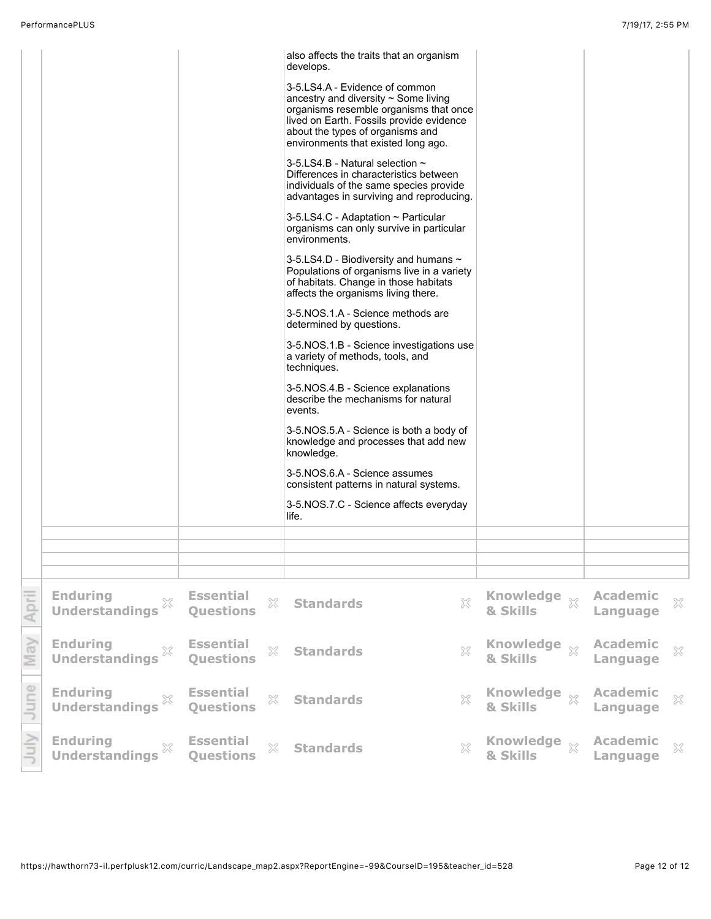| | | | | | |
|---|---|---|---|---|---|
| | | | also affects the traits that an organism develops.<br><br>3-5.LS4.A - Evidence of common ancestry and diversity ~ Some living organisms resemble organisms that once lived on Earth. Fossils provide evidence about the types of organisms and environments that existed long ago.<br><br>3-5.LS4.B - Natural selection ~ Differences in characteristics between individuals of the same species provide advantages in surviving and reproducing.<br><br>3-5.LS4.C - Adaptation ~ Particular organisms can only survive in particular environments.<br><br>3-5.LS4.D - Biodiversity and humans ~ Populations of organisms live in a variety of habitats. Change in those habitats affects the organisms living there.<br><br>3-5.NOS.1.A - Science methods are determined by questions.<br><br>3-5.NOS.1.B - Science investigations use a variety of methods, tools, and techniques.<br><br>3-5.NOS.4.B - Science explanations describe the mechanisms for natural events.<br><br>3-5.NOS.5.A - Science is both a body of knowledge and processes that add new knowledge.<br><br>3-5.NOS.6.A - Science assumes consistent patterns in natural systems.<br><br>3-5.NOS.7.C - Science affects everyday life. | | |
| | | | | | |
| | | | | | |
| | | | | | |
| April | **Enduring Understandings** | **Essential Questions** | **Standards** | **Knowledge & Skills** | **Academic Language** |
| May | **Enduring Understandings** | **Essential Questions** | **Standards** | **Knowledge & Skills** | **Academic Language** |
| June | **Enduring Understandings** | **Essential Questions** | **Standards** | **Knowledge & Skills** | **Academic Language** |
| July | **Enduring Understandings** | **Essential Questions** | **Standards** | **Knowledge & Skills** | **Academic Language** |